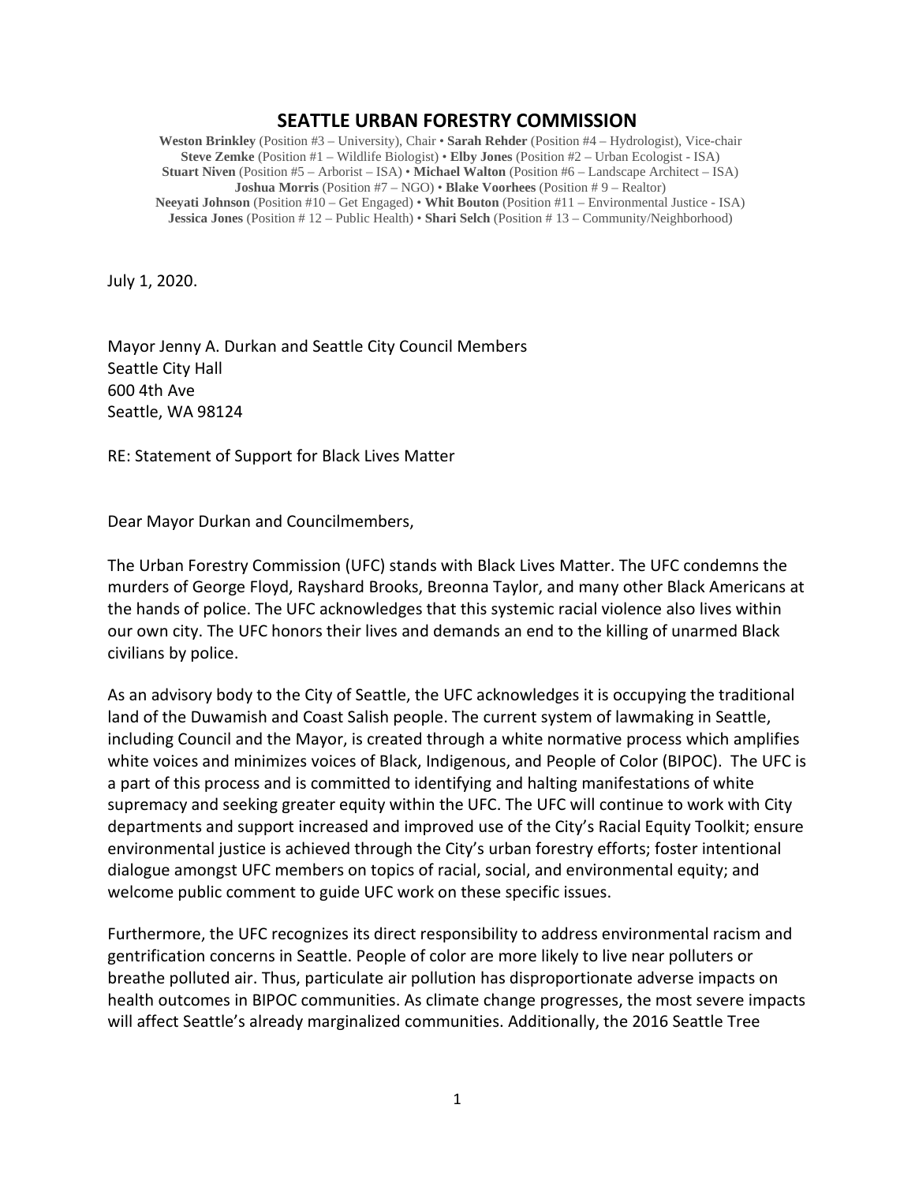# SEATTLE URBAN FORESTRY COMMISSION

**Weston Brinkley** (Position #3 – University), Chair • **Sarah Rehder** (Position #4 – Hydrologist), Vice-chair
**Steve Zemke** (Position #1 – Wildlife Biologist) • **Elby Jones** (Position #2 – Urban Ecologist - ISA)
**Stuart Niven** (Position #5 – Arborist – ISA) • **Michael Walton** (Position #6 – Landscape Architect – ISA)
**Joshua Morris** (Position #7 – NGO) • **Blake Voorhees** (Position # 9 – Realtor)
**Neeyati Johnson** (Position #10 – Get Engaged) • **Whit Bouton** (Position #11 – Environmental Justice - ISA)
**Jessica Jones** (Position # 12 – Public Health) • **Shari Selch** (Position # 13 – Community/Neighborhood)

July 1, 2020.

Mayor Jenny A. Durkan and Seattle City Council Members
Seattle City Hall
600 4th Ave
Seattle, WA 98124

RE: Statement of Support for Black Lives Matter

Dear Mayor Durkan and Councilmembers,

The Urban Forestry Commission (UFC) stands with Black Lives Matter. The UFC condemns the murders of George Floyd, Rayshard Brooks, Breonna Taylor, and many other Black Americans at the hands of police. The UFC acknowledges that this systemic racial violence also lives within our own city. The UFC honors their lives and demands an end to the killing of unarmed Black civilians by police.

As an advisory body to the City of Seattle, the UFC acknowledges it is occupying the traditional land of the Duwamish and Coast Salish people. The current system of lawmaking in Seattle, including Council and the Mayor, is created through a white normative process which amplifies white voices and minimizes voices of Black, Indigenous, and People of Color (BIPOC). The UFC is a part of this process and is committed to identifying and halting manifestations of white supremacy and seeking greater equity within the UFC. The UFC will continue to work with City departments and support increased and improved use of the City's Racial Equity Toolkit; ensure environmental justice is achieved through the City's urban forestry efforts; foster intentional dialogue amongst UFC members on topics of racial, social, and environmental equity; and welcome public comment to guide UFC work on these specific issues.

Furthermore, the UFC recognizes its direct responsibility to address environmental racism and gentrification concerns in Seattle. People of color are more likely to live near polluters or breathe polluted air. Thus, particulate air pollution has disproportionate adverse impacts on health outcomes in BIPOC communities. As climate change progresses, the most severe impacts will affect Seattle's already marginalized communities. Additionally, the 2016 Seattle Tree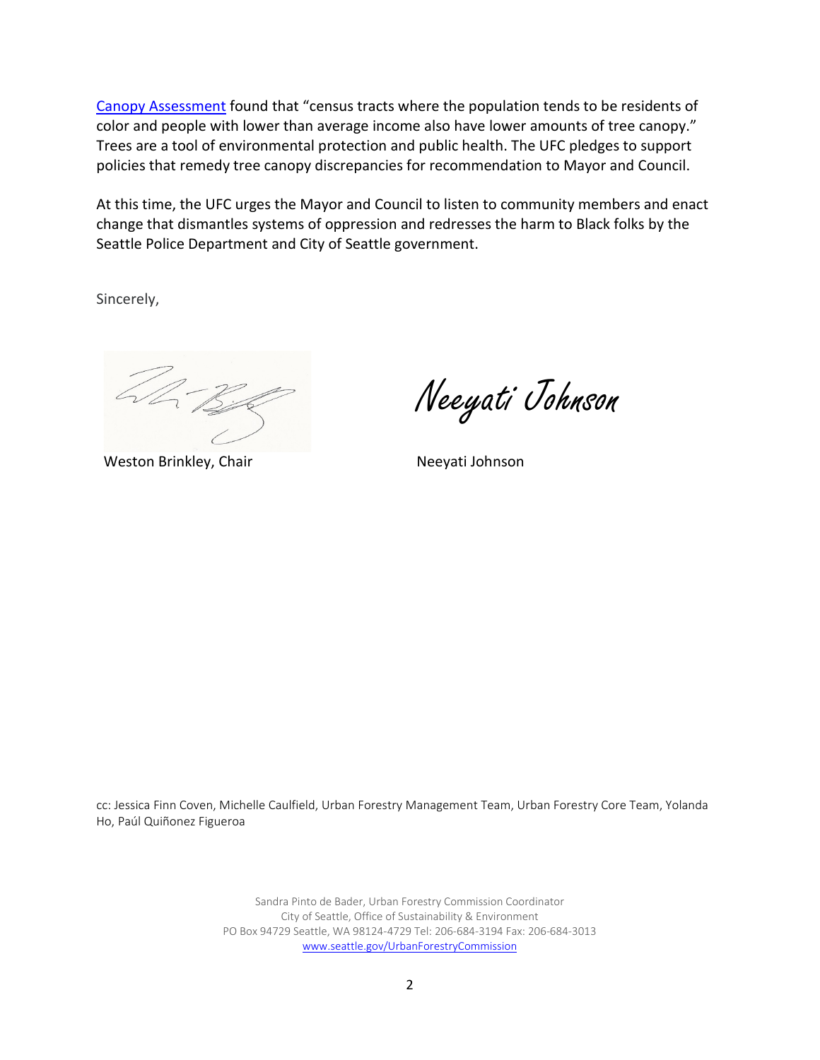[Canopy Assessment](#) found that "census tracts where the population tends to be residents of color and people with lower than average income also have lower amounts of tree canopy." Trees are a tool of environmental protection and public health. The UFC pledges to support policies that remedy tree canopy discrepancies for recommendation to Mayor and Council.

At this time, the UFC urges the Mayor and Council to listen to community members and enact change that dismantles systems of oppression and redresses the harm to Black folks by the Seattle Police Department and City of Seattle government.

Sincerely,

Weston Brinkley, Chair

Neeyati Johnson

Neeyati Johnson

cc: Jessica Finn Coven, Michelle Caulfield, Urban Forestry Management Team, Urban Forestry Core Team, Yolanda Ho, Paúl Quiñonez Figueroa

Sandra Pinto de Bader, Urban Forestry Commission Coordinator
City of Seattle, Office of Sustainability & Environment
PO Box 94729 Seattle, WA 98124-4729 Tel: 206-684-3194 Fax: 206-684-3013
www.seattle.gov/UrbanForestryCommission